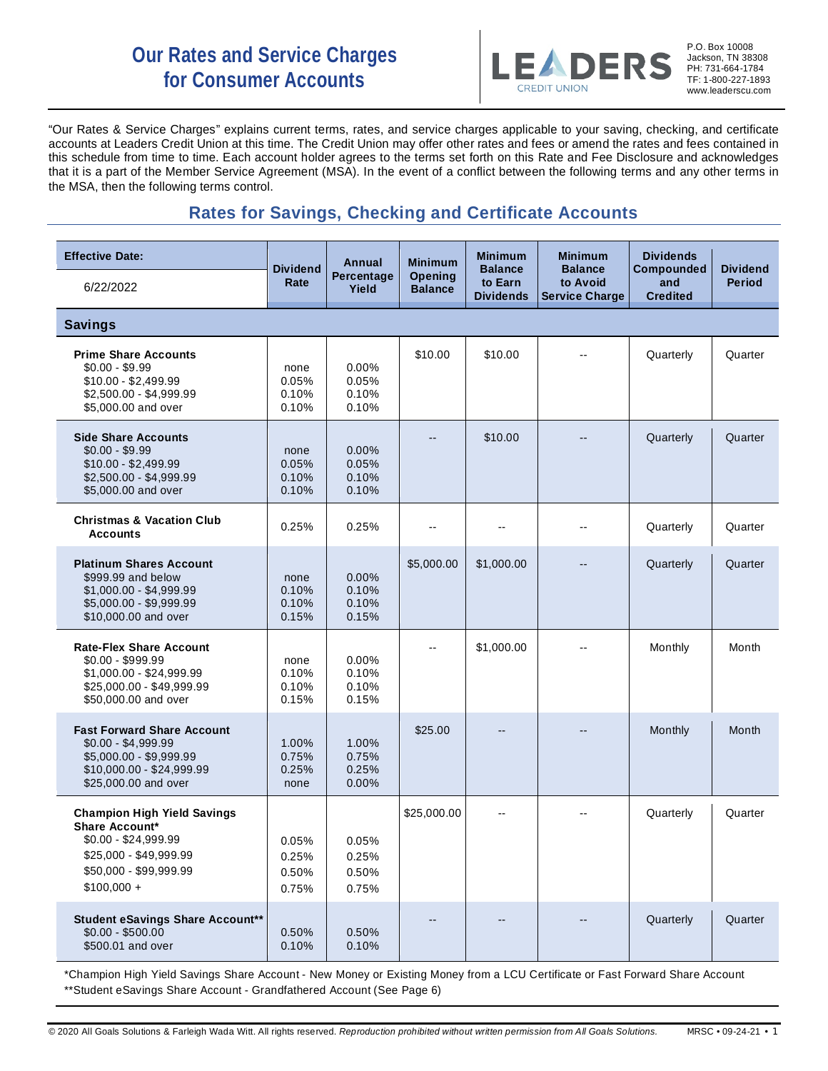# Our Rates and Service Charges for Consumer Accounts

LEADERS CREDIT UNION

P.O. Box 10008
Jackson, TN 38308
PH: 731-664-1784
TF: 1-800-227-1893
www.leaderscu.com

"Our Rates & Service Charges" explains current terms, rates, and service charges applicable to your saving, checking, and certificate accounts at Leaders Credit Union at this time. The Credit Union may offer other rates and fees or amend the rates and fees contained in this schedule from time to time. Each account holder agrees to the terms set forth on this Rate and Fee Disclosure and acknowledges that it is a part of the Member Service Agreement (MSA). In the event of a conflict between the following terms and any other terms in the MSA, then the following terms control.

## Rates for Savings, Checking and Certificate Accounts

| Effective Date: 6/22/2022 | Dividend Rate | Annual Percentage Yield | Minimum Opening Balance | Minimum Balance to Earn Dividends | Minimum Balance to Avoid Service Charge | Dividends Compounded and Credited | Dividend Period |
|---|---|---|---|---|---|---|---|
| **Savings** | | | | | | | |
| **Prime Share Accounts**<br>$0.00 - $9.99<br>$10.00 - $2,499.99<br>$2,500.00 - $4,999.99<br>$5,000.00 and over | none<br>0.05%<br>0.10%<br>0.10% | 0.00%<br>0.05%<br>0.10%<br>0.10% | $10.00 | $10.00 | -- | Quarterly | Quarter |
| **Side Share Accounts**<br>$0.00 - $9.99<br>$10.00 - $2,499.99<br>$2,500.00 - $4,999.99<br>$5,000.00 and over | none<br>0.05%<br>0.10%<br>0.10% | 0.00%<br>0.05%<br>0.10%<br>0.10% | -- | $10.00 | -- | Quarterly | Quarter |
| **Christmas & Vacation Club Accounts** | 0.25% | 0.25% | -- | -- | -- | Quarterly | Quarter |
| **Platinum Shares Account**<br>$999.99 and below<br>$1,000.00 - $4,999.99<br>$5,000.00 - $9,999.99<br>$10,000.00 and over | none<br>0.10%<br>0.10%<br>0.15% | 0.00%<br>0.10%<br>0.10%<br>0.15% | $5,000.00 | $1,000.00 | -- | Quarterly | Quarter |
| **Rate-Flex Share Account**<br>$0.00 - $999.99<br>$1,000.00 - $24,999.99<br>$25,000.00 - $49,999.99<br>$50,000.00 and over | none<br>0.10%<br>0.10%<br>0.15% | 0.00%<br>0.10%<br>0.10%<br>0.15% | -- | $1,000.00 | -- | Monthly | Month |
| **Fast Forward Share Account**<br>$0.00 - $4,999.99<br>$5,000.00 - $9,999.99<br>$10,000.00 - $24,999.99<br>$25,000.00 and over | 1.00%<br>0.75%<br>0.25%<br>none | 1.00%<br>0.75%<br>0.25%<br>0.00% | $25.00 | -- | -- | Monthly | Month |
| **Champion High Yield Savings Share Account***<br>$0.00 - $24,999.99<br>$25,000 - $49,999.99<br>$50,000 - $99,999.99<br>$100,000 + | 0.05%<br>0.25%<br>0.50%<br>0.75% | 0.05%<br>0.25%<br>0.50%<br>0.75% | $25,000.00 | -- | -- | Quarterly | Quarter |
| **Student eSavings Share Account****<br>$0.00 - $500.00<br>$500.01 and over | 0.50%<br>0.10% | 0.50%<br>0.10% | -- | -- | -- | Quarterly | Quarter |

*Champion High Yield Savings Share Account - New Money or Existing Money from a LCU Certificate or Fast Forward Share Account

**Student eSavings Share Account - Grandfathered Account (See Page 6)

© 2020 All Goals Solutions & Farleigh Wada Witt. All rights reserved. *Reproduction prohibited without written permission from All Goals Solutions.* MRSC • 09-24-21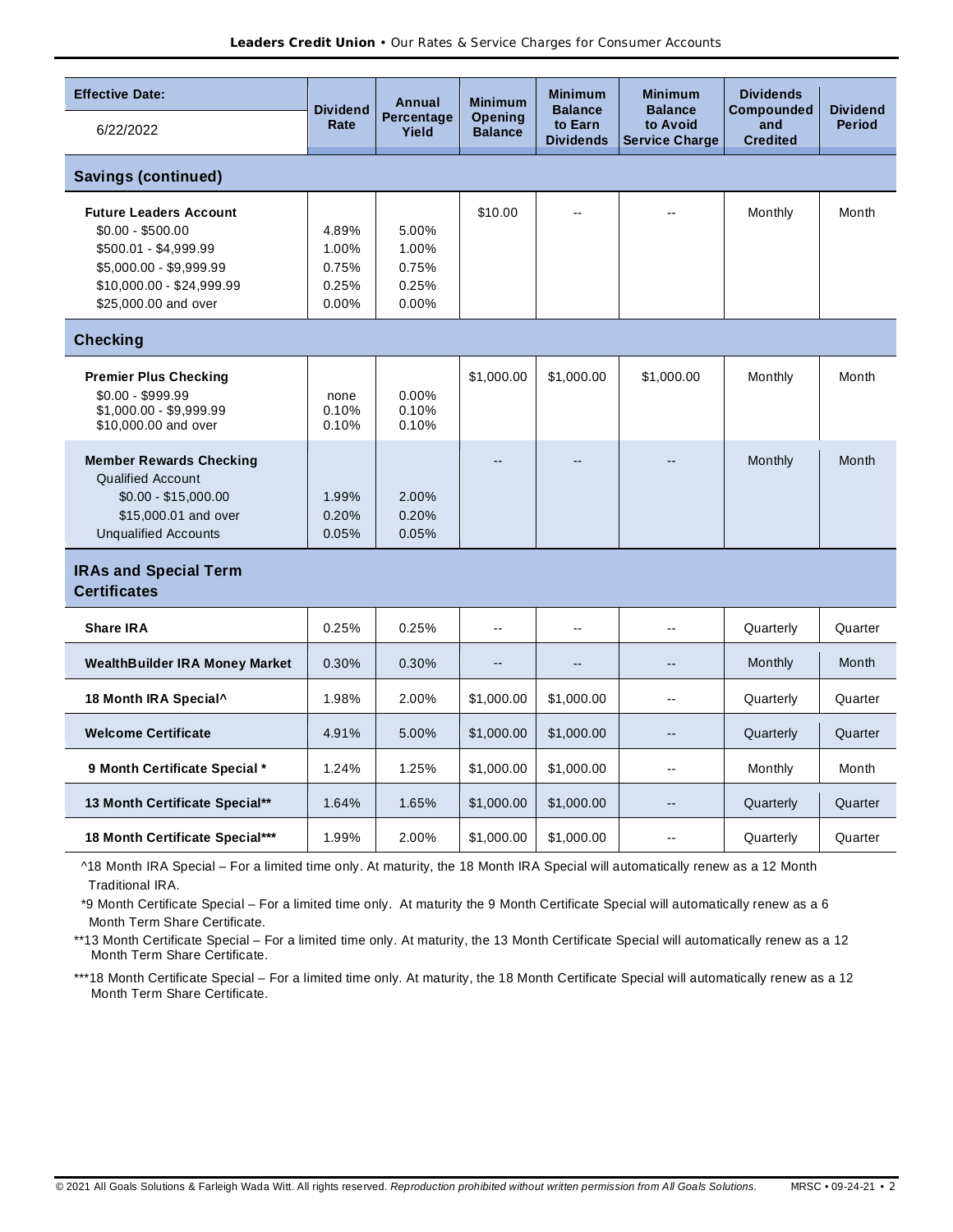| Effective Date: 6/22/2022 | Dividend Rate | Annual Percentage Yield | Minimum Opening Balance | Minimum Balance to Earn Dividends | Minimum Balance to Avoid Service Charge | Dividends Compounded and Credited | Dividend Period |
|---|---|---|---|---|---|---|---|
| **Savings (continued)** | | | | | | | |
| **Future Leaders Account** | | | $10.00 | -- | -- | Monthly | Month |
| $0.00 - $500.00 | 4.89% | 5.00% | | | | | |
| $500.01 - $4,999.99 | 1.00% | 1.00% | | | | | |
| $5,000.00 - $9,999.99 | 0.75% | 0.75% | | | | | |
| $10,000.00 - $24,999.99 | 0.25% | 0.25% | | | | | |
| $25,000.00 and over | 0.00% | 0.00% | | | | | |
| **Checking** | | | | | | | |
| **Premier Plus Checking** | | | $1,000.00 | $1,000.00 | $1,000.00 | Monthly | Month |
| $0.00 - $999.99 | none | 0.00% | | | | | |
| $1,000.00 - $9,999.99 | 0.10% | 0.10% | | | | | |
| $10,000.00 and over | 0.10% | 0.10% | | | | | |
| **Member Rewards Checking** | | | -- | -- | -- | Monthly | Month |
| Qualified Account | | | | | | | |
| $0.00 - $15,000.00 | 1.99% | 2.00% | | | | | |
| $15,000.01 and over | 0.20% | 0.20% | | | | | |
| Unqualified Accounts | 0.05% | 0.05% | | | | | |
| **IRAs and Special Term Certificates** | | | | | | | |
| **Share IRA** | 0.25% | 0.25% | -- | -- | -- | Quarterly | Quarter |
| **WealthBuilder IRA Money Market** | 0.30% | 0.30% | -- | -- | -- | Monthly | Month |
| **18 Month IRA Special^** | 1.98% | 2.00% | $1,000.00 | $1,000.00 | -- | Quarterly | Quarter |
| **Welcome Certificate** | 4.91% | 5.00% | $1,000.00 | $1,000.00 | -- | Quarterly | Quarter |
| **9 Month Certificate Special *** | 1.24% | 1.25% | $1,000.00 | $1,000.00 | -- | Monthly | Month |
| **13 Month Certificate Special**** | 1.64% | 1.65% | $1,000.00 | $1,000.00 | -- | Quarterly | Quarter |
| **18 Month Certificate Special***** | 1.99% | 2.00% | $1,000.00 | $1,000.00 | -- | Quarterly | Quarter |

^18 Month IRA Special – For a limited time only. At maturity, the 18 Month IRA Special will automatically renew as a 12 Month Traditional IRA.

*9 Month Certificate Special – For a limited time only. At maturity the 9 Month Certificate Special will automatically renew as a 6 Month Term Share Certificate.

**13 Month Certificate Special – For a limited time only. At maturity, the 13 Month Certificate Special will automatically renew as a 12 Month Term Share Certificate.

***18 Month Certificate Special – For a limited time only. At maturity, the 18 Month Certificate Special will automatically renew as a 12 Month Term Share Certificate.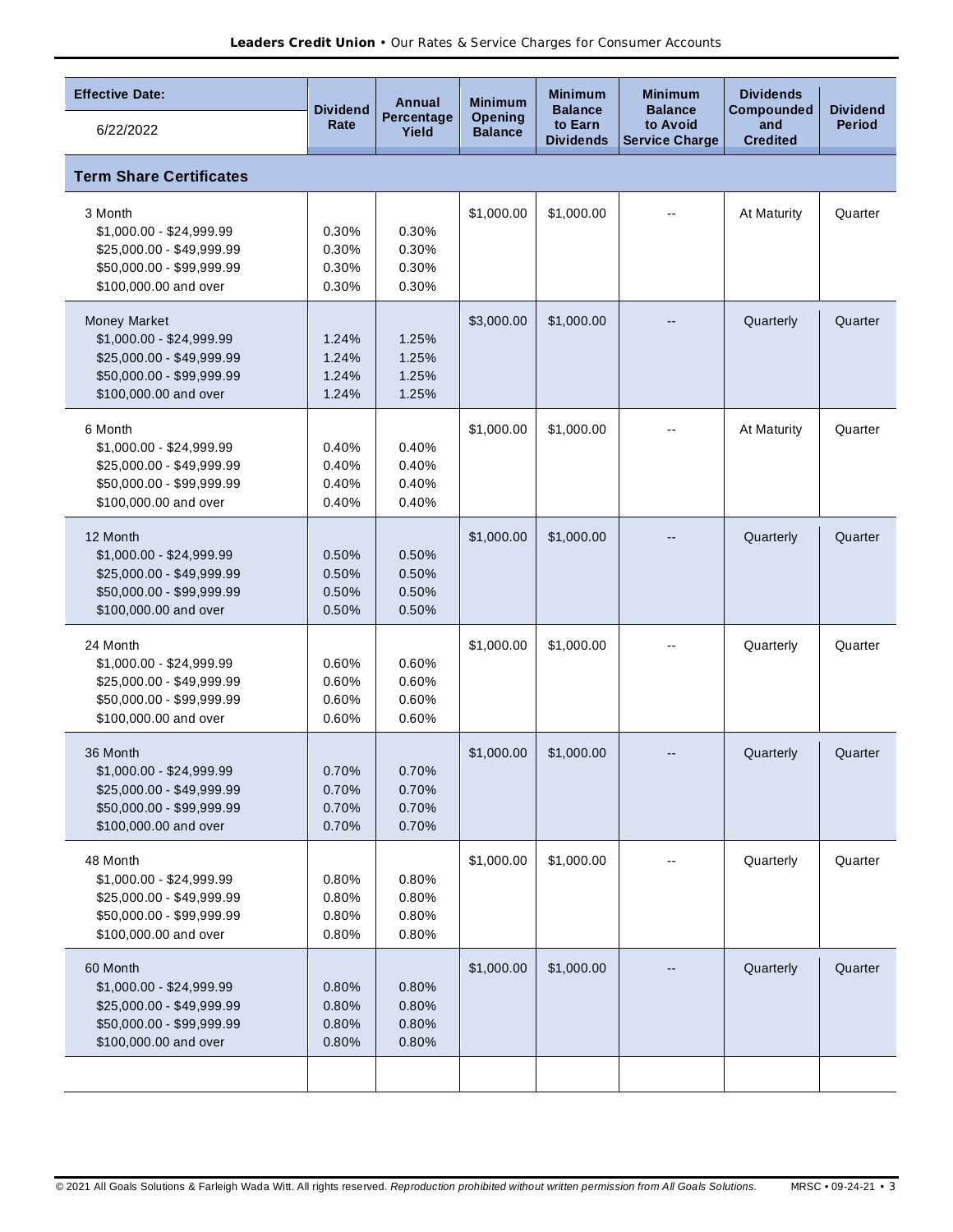| Effective Date: 6/22/2022 | Dividend Rate | Annual Percentage Yield | Minimum Opening Balance | Minimum Balance to Earn Dividends | Minimum Balance to Avoid Service Charge | Dividends Compounded and Credited | Dividend Period |
|---|---|---|---|---|---|---|---|
| **Term Share Certificates** | | | | | | | |
| 3 Month | | | $1,000.00 | $1,000.00 | -- | At Maturity | Quarter |
| $1,000.00 - $24,999.99 | 0.30% | 0.30% | | | | | |
| $25,000.00 - $49,999.99 | 0.30% | 0.30% | | | | | |
| $50,000.00 - $99,999.99 | 0.30% | 0.30% | | | | | |
| $100,000.00 and over | 0.30% | 0.30% | | | | | |
| Money Market | | | $3,000.00 | $1,000.00 | -- | Quarterly | Quarter |
| $1,000.00 - $24,999.99 | 1.24% | 1.25% | | | | | |
| $25,000.00 - $49,999.99 | 1.24% | 1.25% | | | | | |
| $50,000.00 - $99,999.99 | 1.24% | 1.25% | | | | | |
| $100,000.00 and over | 1.24% | 1.25% | | | | | |
| 6 Month | | | $1,000.00 | $1,000.00 | -- | At Maturity | Quarter |
| $1,000.00 - $24,999.99 | 0.40% | 0.40% | | | | | |
| $25,000.00 - $49,999.99 | 0.40% | 0.40% | | | | | |
| $50,000.00 - $99,999.99 | 0.40% | 0.40% | | | | | |
| $100,000.00 and over | 0.40% | 0.40% | | | | | |
| 12 Month | | | $1,000.00 | $1,000.00 | -- | Quarterly | Quarter |
| $1,000.00 - $24,999.99 | 0.50% | 0.50% | | | | | |
| $25,000.00 - $49,999.99 | 0.50% | 0.50% | | | | | |
| $50,000.00 - $99,999.99 | 0.50% | 0.50% | | | | | |
| $100,000.00 and over | 0.50% | 0.50% | | | | | |
| 24 Month | | | $1,000.00 | $1,000.00 | -- | Quarterly | Quarter |
| $1,000.00 - $24,999.99 | 0.60% | 0.60% | | | | | |
| $25,000.00 - $49,999.99 | 0.60% | 0.60% | | | | | |
| $50,000.00 - $99,999.99 | 0.60% | 0.60% | | | | | |
| $100,000.00 and over | 0.60% | 0.60% | | | | | |
| 36 Month | | | $1,000.00 | $1,000.00 | -- | Quarterly | Quarter |
| $1,000.00 - $24,999.99 | 0.70% | 0.70% | | | | | |
| $25,000.00 - $49,999.99 | 0.70% | 0.70% | | | | | |
| $50,000.00 - $99,999.99 | 0.70% | 0.70% | | | | | |
| $100,000.00 and over | 0.70% | 0.70% | | | | | |
| 48 Month | | | $1,000.00 | $1,000.00 | -- | Quarterly | Quarter |
| $1,000.00 - $24,999.99 | 0.80% | 0.80% | | | | | |
| $25,000.00 - $49,999.99 | 0.80% | 0.80% | | | | | |
| $50,000.00 - $99,999.99 | 0.80% | 0.80% | | | | | |
| $100,000.00 and over | 0.80% | 0.80% | | | | | |
| 60 Month | | | $1,000.00 | $1,000.00 | -- | Quarterly | Quarter |
| $1,000.00 - $24,999.99 | 0.80% | 0.80% | | | | | |
| $25,000.00 - $49,999.99 | 0.80% | 0.80% | | | | | |
| $50,000.00 - $99,999.99 | 0.80% | 0.80% | | | | | |
| $100,000.00 and over | 0.80% | 0.80% | | | | | |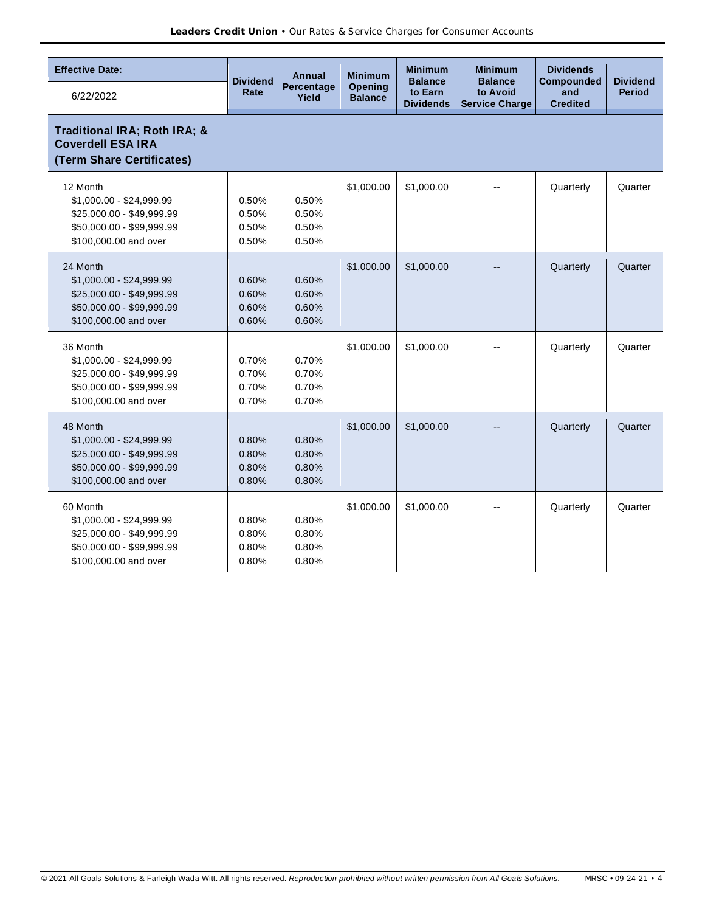| Effective Date: 6/22/2022 | Dividend Rate | Annual Percentage Yield | Minimum Opening Balance | Minimum Balance to Earn Dividends | Minimum Balance to Avoid Service Charge | Dividends Compounded and Credited | Dividend Period |
|---|---|---|---|---|---|---|---|
| **Traditional IRA; Roth IRA; & Coverdell ESA IRA (Term Share Certificates)** | | | | | | | |
| 12 Month | | | $1,000.00 | $1,000.00 | -- | Quarterly | Quarter |
| $1,000.00 - $24,999.99 | 0.50% | 0.50% | | | | | |
| $25,000.00 - $49,999.99 | 0.50% | 0.50% | | | | | |
| $50,000.00 - $99,999.99 | 0.50% | 0.50% | | | | | |
| $100,000.00 and over | 0.50% | 0.50% | | | | | |
| 24 Month | | | $1,000.00 | $1,000.00 | -- | Quarterly | Quarter |
| $1,000.00 - $24,999.99 | 0.60% | 0.60% | | | | | |
| $25,000.00 - $49,999.99 | 0.60% | 0.60% | | | | | |
| $50,000.00 - $99,999.99 | 0.60% | 0.60% | | | | | |
| $100,000.00 and over | 0.60% | 0.60% | | | | | |
| 36 Month | | | $1,000.00 | $1,000.00 | -- | Quarterly | Quarter |
| $1,000.00 - $24,999.99 | 0.70% | 0.70% | | | | | |
| $25,000.00 - $49,999.99 | 0.70% | 0.70% | | | | | |
| $50,000.00 - $99,999.99 | 0.70% | 0.70% | | | | | |
| $100,000.00 and over | 0.70% | 0.70% | | | | | |
| 48 Month | | | $1,000.00 | $1,000.00 | -- | Quarterly | Quarter |
| $1,000.00 - $24,999.99 | 0.80% | 0.80% | | | | | |
| $25,000.00 - $49,999.99 | 0.80% | 0.80% | | | | | |
| $50,000.00 - $99,999.99 | 0.80% | 0.80% | | | | | |
| $100,000.00 and over | 0.80% | 0.80% | | | | | |
| 60 Month | | | $1,000.00 | $1,000.00 | -- | Quarterly | Quarter |
| $1,000.00 - $24,999.99 | 0.80% | 0.80% | | | | | |
| $25,000.00 - $49,999.99 | 0.80% | 0.80% | | | | | |
| $50,000.00 - $99,999.99 | 0.80% | 0.80% | | | | | |
| $100,000.00 and over | 0.80% | 0.80% | | | | | |

© 2021 All Goals Solutions & Farleigh Wada Witt. All rights reserved. *Reproduction prohibited without written permission from All Goals Solutions.*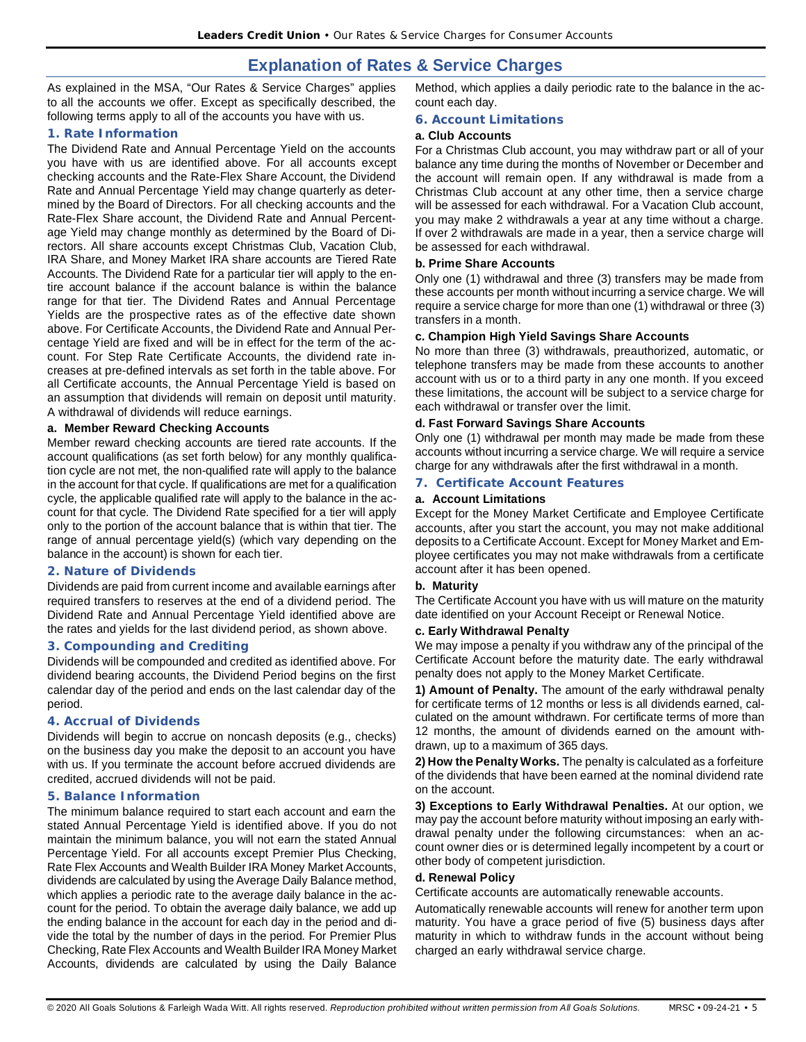# Explanation of Rates & Service Charges

As explained in the MSA, "Our Rates & Service Charges" applies to all the accounts we offer. Except as specifically described, the following terms apply to all of the accounts you have with us.

## 1. Rate Information

The Dividend Rate and Annual Percentage Yield on the accounts you have with us are identified above. For all accounts except checking accounts and the Rate-Flex Share Account, the Dividend Rate and Annual Percentage Yield may change quarterly as determined by the Board of Directors. For all checking accounts and the Rate-Flex Share account, the Dividend Rate and Annual Percentage Yield may change monthly as determined by the Board of Directors. All share accounts except Christmas Club, Vacation Club, IRA Share, and Money Market IRA share accounts are Tiered Rate Accounts. The Dividend Rate for a particular tier will apply to the entire account balance if the account balance is within the balance range for that tier. The Dividend Rates and Annual Percentage Yields are the prospective rates as of the effective date shown above. For Certificate Accounts, the Dividend Rate and Annual Percentage Yield are fixed and will be in effect for the term of the account. For Step Rate Certificate Accounts, the dividend rate increases at pre-defined intervals as set forth in the table above. For all Certificate accounts, the Annual Percentage Yield is based on an assumption that dividends will remain on deposit until maturity. A withdrawal of dividends will reduce earnings.

### a. Member Reward Checking Accounts

Member reward checking accounts are tiered rate accounts. If the account qualifications (as set forth below) for any monthly qualification cycle are not met, the non-qualified rate will apply to the balance in the account for that cycle. If qualifications are met for a qualification cycle, the applicable qualified rate will apply to the balance in the account for that cycle. The Dividend Rate specified for a tier will apply only to the portion of the account balance that is within that tier. The range of annual percentage yield(s) (which vary depending on the balance in the account) is shown for each tier.

## 2. Nature of Dividends

Dividends are paid from current income and available earnings after required transfers to reserves at the end of a dividend period. The Dividend Rate and Annual Percentage Yield identified above are the rates and yields for the last dividend period, as shown above.

## 3. Compounding and Crediting

Dividends will be compounded and credited as identified above. For dividend bearing accounts, the Dividend Period begins on the first calendar day of the period and ends on the last calendar day of the period.

## 4. Accrual of Dividends

Dividends will begin to accrue on noncash deposits (e.g., checks) on the business day you make the deposit to an account you have with us. If you terminate the account before accrued dividends are credited, accrued dividends will not be paid.

## 5. Balance Information

The minimum balance required to start each account and earn the stated Annual Percentage Yield is identified above. If you do not maintain the minimum balance, you will not earn the stated Annual Percentage Yield. For all accounts except Premier Plus Checking, Rate Flex Accounts and Wealth Builder IRA Money Market Accounts, dividends are calculated by using the Average Daily Balance method, which applies a periodic rate to the average daily balance in the account for the period. To obtain the average daily balance, we add up the ending balance in the account for each day in the period and divide the total by the number of days in the period. For Premier Plus Checking, Rate Flex Accounts and Wealth Builder IRA Money Market Accounts, dividends are calculated by using the Daily Balance Method, which applies a daily periodic rate to the balance in the account each day.

## 6. Account Limitations

### a. Club Accounts

For a Christmas Club account, you may withdraw part or all of your balance any time during the months of November or December and the account will remain open. If any withdrawal is made from a Christmas Club account at any other time, then a service charge will be assessed for each withdrawal. For a Vacation Club account, you may make 2 withdrawals a year at any time without a charge. If over 2 withdrawals are made in a year, then a service charge will be assessed for each withdrawal.

### b. Prime Share Accounts

Only one (1) withdrawal and three (3) transfers may be made from these accounts per month without incurring a service charge. We will require a service charge for more than one (1) withdrawal or three (3) transfers in a month.

### c. Champion High Yield Savings Share Accounts

No more than three (3) withdrawals, preauthorized, automatic, or telephone transfers may be made from these accounts to another account with us or to a third party in any one month. If you exceed these limitations, the account will be subject to a service charge for each withdrawal or transfer over the limit.

### d. Fast Forward Savings Share Accounts

Only one (1) withdrawal per month may made be made from these accounts without incurring a service charge. We will require a service charge for any withdrawals after the first withdrawal in a month.

## 7. Certificate Account Features

### a. Account Limitations

Except for the Money Market Certificate and Employee Certificate accounts, after you start the account, you may not make additional deposits to a Certificate Account. Except for Money Market and Employee certificates you may not make withdrawals from a certificate account after it has been opened.

### b. Maturity

The Certificate Account you have with us will mature on the maturity date identified on your Account Receipt or Renewal Notice.

### c. Early Withdrawal Penalty

We may impose a penalty if you withdraw any of the principal of the Certificate Account before the maturity date. The early withdrawal penalty does not apply to the Money Market Certificate.

**1) Amount of Penalty.** The amount of the early withdrawal penalty for certificate terms of 12 months or less is all dividends earned, calculated on the amount withdrawn. For certificate terms of more than 12 months, the amount of dividends earned on the amount withdrawn, up to a maximum of 365 days.

**2) How the Penalty Works.** The penalty is calculated as a forfeiture of the dividends that have been earned at the nominal dividend rate on the account.

**3) Exceptions to Early Withdrawal Penalties.** At our option, we may pay the account before maturity without imposing an early withdrawal penalty under the following circumstances: when an account owner dies or is determined legally incompetent by a court or other body of competent jurisdiction.

### d. Renewal Policy

Certificate accounts are automatically renewable accounts.

Automatically renewable accounts will renew for another term upon maturity. You have a grace period of five (5) business days after maturity in which to withdraw funds in the account without being charged an early withdrawal service charge.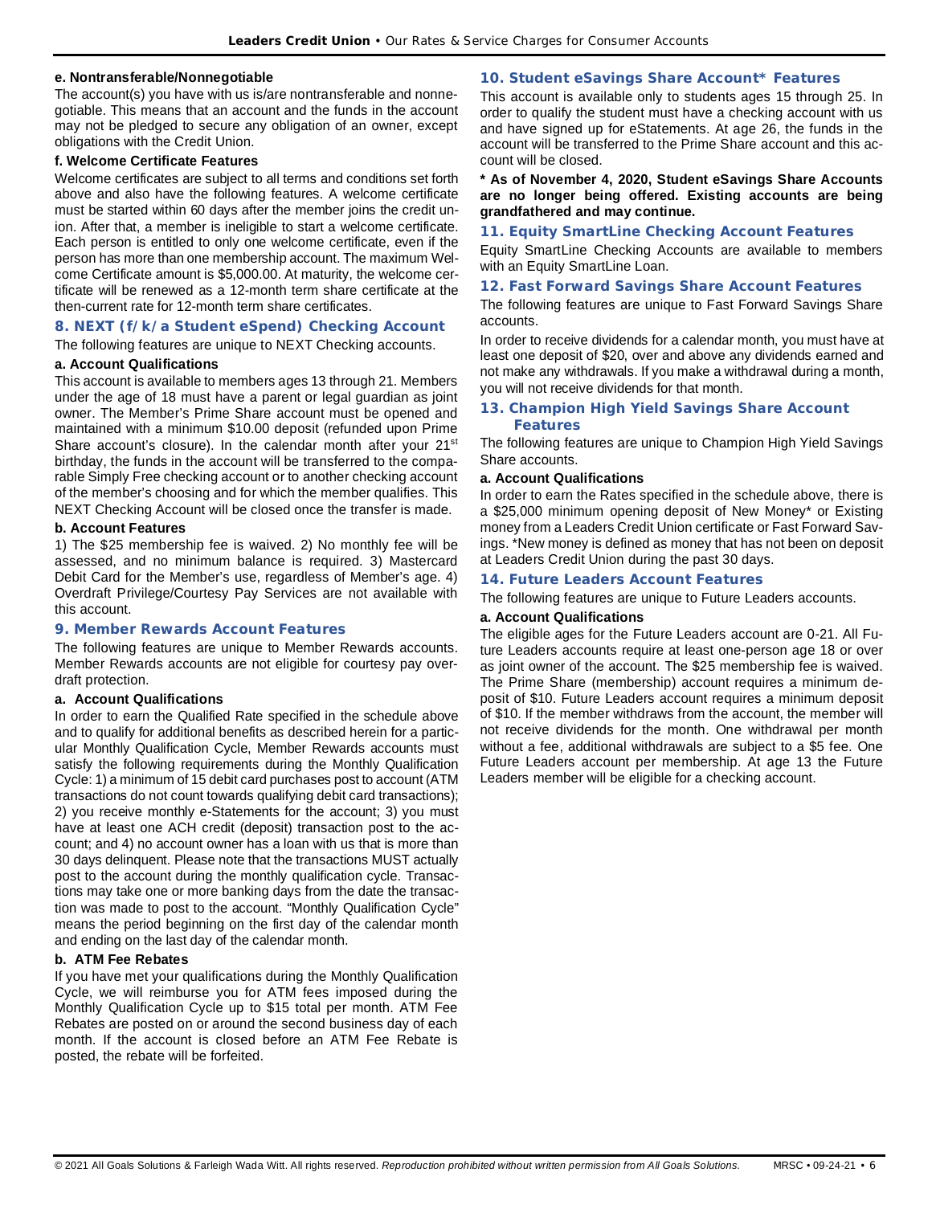**e. Nontransferable/Nonnegotiable**

The account(s) you have with us is/are nontransferable and nonnegotiable. This means that an account and the funds in the account may not be pledged to secure any obligation of an owner, except obligations with the Credit Union.

**f. Welcome Certificate Features**

Welcome certificates are subject to all terms and conditions set forth above and also have the following features. A welcome certificate must be started within 60 days after the member joins the credit union. After that, a member is ineligible to start a welcome certificate. Each person is entitled to only one welcome certificate, even if the person has more than one membership account. The maximum Welcome Certificate amount is $5,000.00. At maturity, the welcome certificate will be renewed as a 12-month term share certificate at the then-current rate for 12-month term share certificates.

## 8. NEXT (f/k/a Student eSpend) Checking Account

The following features are unique to NEXT Checking accounts.

**a. Account Qualifications**

This account is available to members ages 13 through 21. Members under the age of 18 must have a parent or legal guardian as joint owner. The Member's Prime Share account must be opened and maintained with a minimum $10.00 deposit (refunded upon Prime Share account's closure). In the calendar month after your 21st birthday, the funds in the account will be transferred to the comparable Simply Free checking account or to another checking account of the member's choosing and for which the member qualifies. This NEXT Checking Account will be closed once the transfer is made.

**b. Account Features**

1) The $25 membership fee is waived. 2) No monthly fee will be assessed, and no minimum balance is required. 3) Mastercard Debit Card for the Member's use, regardless of Member's age. 4) Overdraft Privilege/Courtesy Pay Services are not available with this account.

## 9. Member Rewards Account Features

The following features are unique to Member Rewards accounts. Member Rewards accounts are not eligible for courtesy pay overdraft protection.

**a. Account Qualifications**

In order to earn the Qualified Rate specified in the schedule above and to qualify for additional benefits as described herein for a particular Monthly Qualification Cycle, Member Rewards accounts must satisfy the following requirements during the Monthly Qualification Cycle: 1) a minimum of 15 debit card purchases post to account (ATM transactions do not count towards qualifying debit card transactions); 2) you receive monthly e-Statements for the account; 3) you must have at least one ACH credit (deposit) transaction post to the account; and 4) no account owner has a loan with us that is more than 30 days delinquent. Please note that the transactions MUST actually post to the account during the monthly qualification cycle. Transactions may take one or more banking days from the date the transaction was made to post to the account. "Monthly Qualification Cycle" means the period beginning on the first day of the calendar month and ending on the last day of the calendar month.

**b. ATM Fee Rebates**

If you have met your qualifications during the Monthly Qualification Cycle, we will reimburse you for ATM fees imposed during the Monthly Qualification Cycle up to $15 total per month. ATM Fee Rebates are posted on or around the second business day of each month. If the account is closed before an ATM Fee Rebate is posted, the rebate will be forfeited.

## 10. Student eSavings Share Account* Features

This account is available only to students ages 15 through 25. In order to qualify the student must have a checking account with us and have signed up for eStatements. At age 26, the funds in the account will be transferred to the Prime Share account and this account will be closed.

**\* As of November 4, 2020, Student eSavings Share Accounts are no longer being offered. Existing accounts are being grandfathered and may continue.**

## 11. Equity SmartLine Checking Account Features

Equity SmartLine Checking Accounts are available to members with an Equity SmartLine Loan.

## 12. Fast Forward Savings Share Account Features

The following features are unique to Fast Forward Savings Share accounts.

In order to receive dividends for a calendar month, you must have at least one deposit of $20, over and above any dividends earned and not make any withdrawals. If you make a withdrawal during a month, you will not receive dividends for that month.

## 13. Champion High Yield Savings Share Account Features

The following features are unique to Champion High Yield Savings Share accounts.

**a. Account Qualifications**

In order to earn the Rates specified in the schedule above, there is a $25,000 minimum opening deposit of New Money* or Existing money from a Leaders Credit Union certificate or Fast Forward Savings. *New money is defined as money that has not been on deposit at Leaders Credit Union during the past 30 days.

## 14. Future Leaders Account Features

The following features are unique to Future Leaders accounts.

**a. Account Qualifications**

The eligible ages for the Future Leaders account are 0-21. All Future Leaders accounts require at least one-person age 18 or over as joint owner of the account. The $25 membership fee is waived. The Prime Share (membership) account requires a minimum deposit of $10. Future Leaders account requires a minimum deposit of $10. If the member withdraws from the account, the member will not receive dividends for the month. One withdrawal per month without a fee, additional withdrawals are subject to a $5 fee. One Future Leaders account per membership. At age 13 the Future Leaders member will be eligible for a checking account.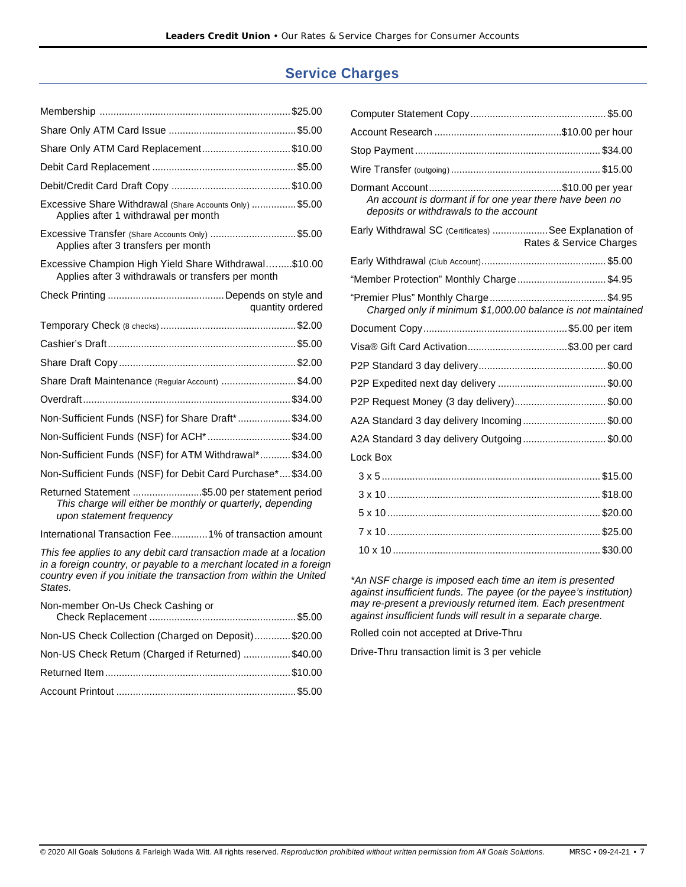## Service Charges

| | |
|---|---|
| Membership | $25.00 |
| Share Only ATM Card Issue | $5.00 |
| Share Only ATM Card Replacement | $10.00 |
| Debit Card Replacement | $5.00 |
| Debit/Credit Card Draft Copy | $10.00 |
| Excessive Share Withdrawal (Share Accounts Only) Applies after 1 withdrawal per month | $5.00 |
| Excessive Transfer (Share Accounts Only) Applies after 3 transfers per month | $5.00 |
| Excessive Champion High Yield Share Withdrawal Applies after 3 withdrawals or transfers per month | $10.00 |
| Check Printing | Depends on style and quantity ordered |
| Temporary Check (8 checks) | $2.00 |
| Cashier's Draft | $5.00 |
| Share Draft Copy | $2.00 |
| Share Draft Maintenance (Regular Account) | $4.00 |
| Overdraft | $34.00 |
| Non-Sufficient Funds (NSF) for Share Draft* | $34.00 |
| Non-Sufficient Funds (NSF) for ACH* | $34.00 |
| Non-Sufficient Funds (NSF) for ATM Withdrawal* | $34.00 |
| Non-Sufficient Funds (NSF) for Debit Card Purchase* | $34.00 |
| Returned Statement *This charge will either be monthly or quarterly, depending upon statement frequency* | $5.00 per statement period |
| International Transaction Fee | 1% of transaction amount |

*This fee applies to any debit card transaction made at a location in a foreign country, or payable to a merchant located in a foreign country even if you initiate the transaction from within the United States.*

| | |
|---|---|
| Non-member On-Us Check Cashing or Check Replacement | $5.00 |
| Non-US Check Collection (Charged on Deposit) | $20.00 |
| Non-US Check Return (Charged if Returned) | $40.00 |
| Returned Item | $10.00 |
| Account Printout | $5.00 |
| Computer Statement Copy | $5.00 |
| Account Research | $10.00 per hour |
| Stop Payment | $34.00 |
| Wire Transfer (outgoing) | $15.00 |
| Dormant Account *An account is dormant if for one year there have been no deposits or withdrawals to the account* | $10.00 per year |
| Early Withdrawal SC (Certificates) | See Explanation of Rates & Service Charges |
| Early Withdrawal (Club Account) | $5.00 |
| "Member Protection" Monthly Charge | $4.95 |
| "Premier Plus" Monthly Charge *Charged only if minimum $1,000.00 balance is not maintained* | $4.95 |
| Document Copy | $5.00 per item |
| Visa® Gift Card Activation | $3.00 per card |
| P2P Standard 3 day delivery | $0.00 |
| P2P Expedited next day delivery | $0.00 |
| P2P Request Money (3 day delivery) | $0.00 |
| A2A Standard 3 day delivery Incoming | $0.00 |
| A2A Standard 3 day delivery Outgoing | $0.00 |
| Lock Box | |
| 3 x 5 | $15.00 |
| 3 x 10 | $18.00 |
| 5 x 10 | $20.00 |
| 7 x 10 | $25.00 |
| 10 x 10 | $30.00 |

*\*An NSF charge is imposed each time an item is presented against insufficient funds. The payee (or the payee's institution) may re-present a previously returned item. Each presentment against insufficient funds will result in a separate charge.*

Rolled coin not accepted at Drive-Thru

Drive-Thru transaction limit is 3 per vehicle

© 2020 All Goals Solutions & Farleigh Wada Witt. All rights reserved. *Reproduction prohibited without written permission from All Goals Solutions.* MRSC • 09-24-21